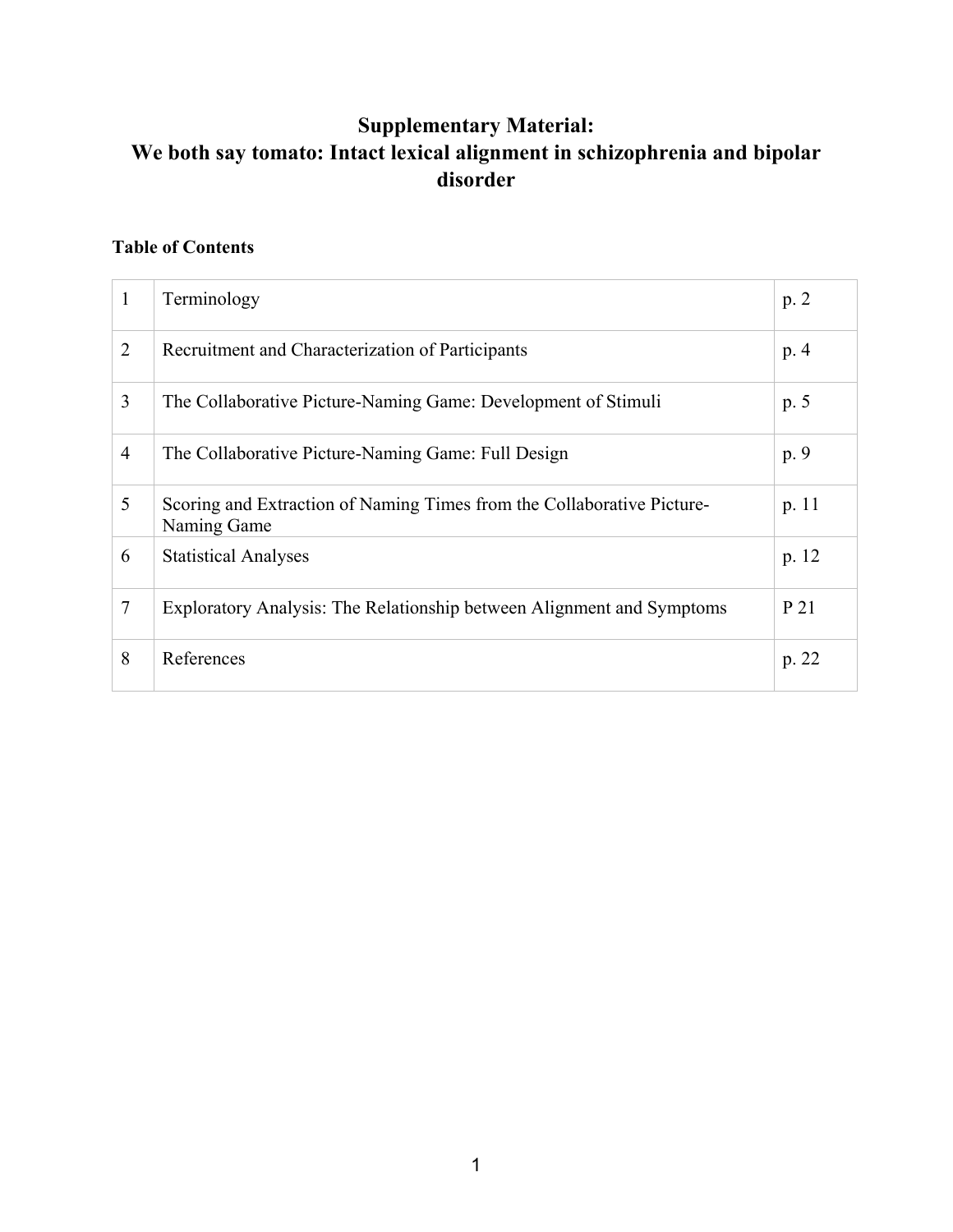# Supplementary Material:
# We both say tomato: Intact lexical alignment in schizophrenia and bipolar disorder

**Table of Contents**

| | | |
|---|---|---|
| 1 | Terminology | p. 2 |
| 2 | Recruitment and Characterization of Participants | p. 4 |
| 3 | The Collaborative Picture-Naming Game: Development of Stimuli | p. 5 |
| 4 | The Collaborative Picture-Naming Game: Full Design | p. 9 |
| 5 | Scoring and Extraction of Naming Times from the Collaborative Picture-Naming Game | p. 11 |
| 6 | Statistical Analyses | p. 12 |
| 7 | Exploratory Analysis: The Relationship between Alignment and Symptoms | P 21 |
| 8 | References | p. 22 |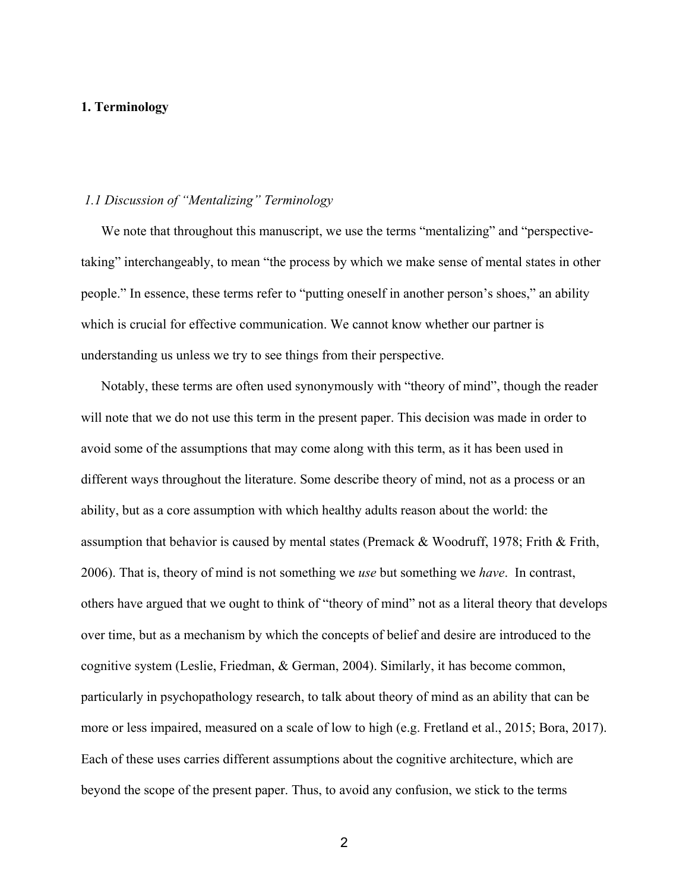## 1. Terminology

### *1.1 Discussion of "Mentalizing" Terminology*

We note that throughout this manuscript, we use the terms "mentalizing" and "perspective-taking" interchangeably, to mean "the process by which we make sense of mental states in other people." In essence, these terms refer to "putting oneself in another person's shoes," an ability which is crucial for effective communication. We cannot know whether our partner is understanding us unless we try to see things from their perspective.

Notably, these terms are often used synonymously with "theory of mind", though the reader will note that we do not use this term in the present paper. This decision was made in order to avoid some of the assumptions that may come along with this term, as it has been used in different ways throughout the literature. Some describe theory of mind, not as a process or an ability, but as a core assumption with which healthy adults reason about the world: the assumption that behavior is caused by mental states (Premack & Woodruff, 1978; Frith & Frith, 2006). That is, theory of mind is not something we *use* but something we *have*. In contrast, others have argued that we ought to think of "theory of mind" not as a literal theory that develops over time, but as a mechanism by which the concepts of belief and desire are introduced to the cognitive system (Leslie, Friedman, & German, 2004). Similarly, it has become common, particularly in psychopathology research, to talk about theory of mind as an ability that can be more or less impaired, measured on a scale of low to high (e.g. Fretland et al., 2015; Bora, 2017). Each of these uses carries different assumptions about the cognitive architecture, which are beyond the scope of the present paper. Thus, to avoid any confusion, we stick to the terms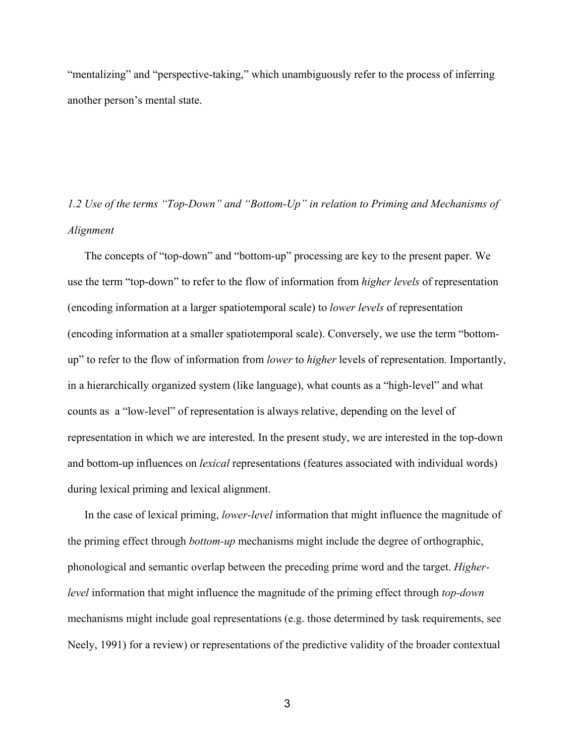"mentalizing" and "perspective-taking," which unambiguously refer to the process of inferring another person's mental state.

### *1.2 Use of the terms "Top-Down" and "Bottom-Up" in relation to Priming and Mechanisms of Alignment*

The concepts of "top-down" and "bottom-up" processing are key to the present paper. We use the term "top-down" to refer to the flow of information from *higher levels* of representation (encoding information at a larger spatiotemporal scale) to *lower levels* of representation (encoding information at a smaller spatiotemporal scale). Conversely, we use the term "bottom-up" to refer to the flow of information from *lower* to *higher* levels of representation. Importantly, in a hierarchically organized system (like language), what counts as a "high-level" and what counts as a "low-level" of representation is always relative, depending on the level of representation in which we are interested. In the present study, we are interested in the top-down and bottom-up influences on *lexical* representations (features associated with individual words) during lexical priming and lexical alignment.

In the case of lexical priming, *lower-level* information that might influence the magnitude of the priming effect through *bottom-up* mechanisms might include the degree of orthographic, phonological and semantic overlap between the preceding prime word and the target. *Higher-level* information that might influence the magnitude of the priming effect through *top-down* mechanisms might include goal representations (e.g. those determined by task requirements, see Neely, 1991) for a review) or representations of the predictive validity of the broader contextual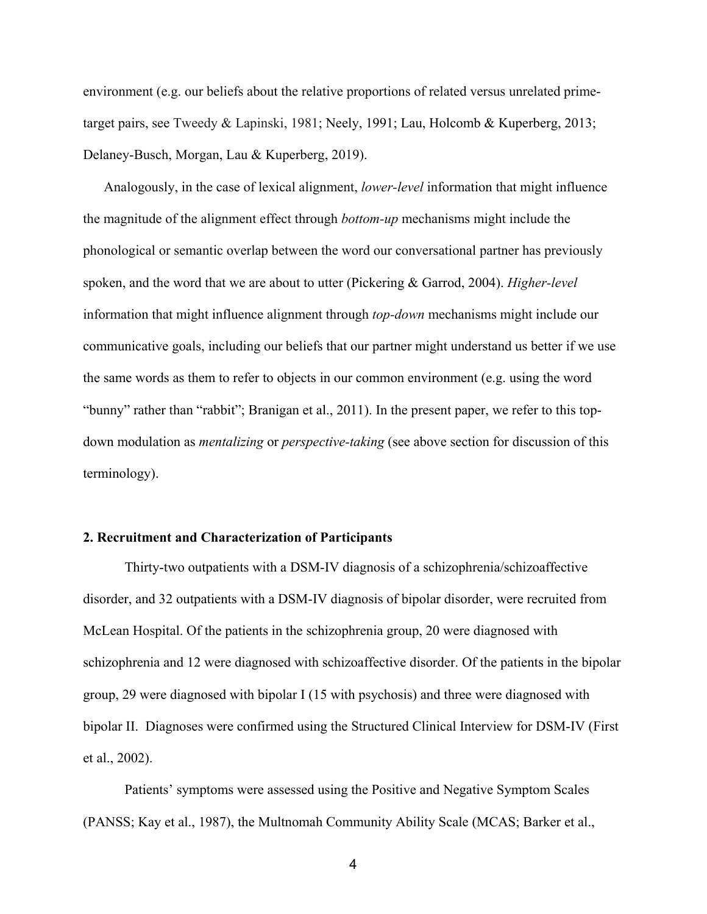environment (e.g. our beliefs about the relative proportions of related versus unrelated prime-target pairs, see Tweedy & Lapinski, 1981; Neely, 1991; Lau, Holcomb & Kuperberg, 2013; Delaney-Busch, Morgan, Lau & Kuperberg, 2019).

Analogously, in the case of lexical alignment, *lower-level* information that might influence the magnitude of the alignment effect through *bottom-up* mechanisms might include the phonological or semantic overlap between the word our conversational partner has previously spoken, and the word that we are about to utter (Pickering & Garrod, 2004). *Higher-level* information that might influence alignment through *top-down* mechanisms might include our communicative goals, including our beliefs that our partner might understand us better if we use the same words as them to refer to objects in our common environment (e.g. using the word "bunny" rather than "rabbit"; Branigan et al., 2011). In the present paper, we refer to this top-down modulation as *mentalizing* or *perspective-taking* (see above section for discussion of this terminology).

## 2. Recruitment and Characterization of Participants

Thirty-two outpatients with a DSM-IV diagnosis of a schizophrenia/schizoaffective disorder, and 32 outpatients with a DSM-IV diagnosis of bipolar disorder, were recruited from McLean Hospital. Of the patients in the schizophrenia group, 20 were diagnosed with schizophrenia and 12 were diagnosed with schizoaffective disorder. Of the patients in the bipolar group, 29 were diagnosed with bipolar I (15 with psychosis) and three were diagnosed with bipolar II. Diagnoses were confirmed using the Structured Clinical Interview for DSM-IV (First et al., 2002).

Patients' symptoms were assessed using the Positive and Negative Symptom Scales (PANSS; Kay et al., 1987), the Multnomah Community Ability Scale (MCAS; Barker et al.,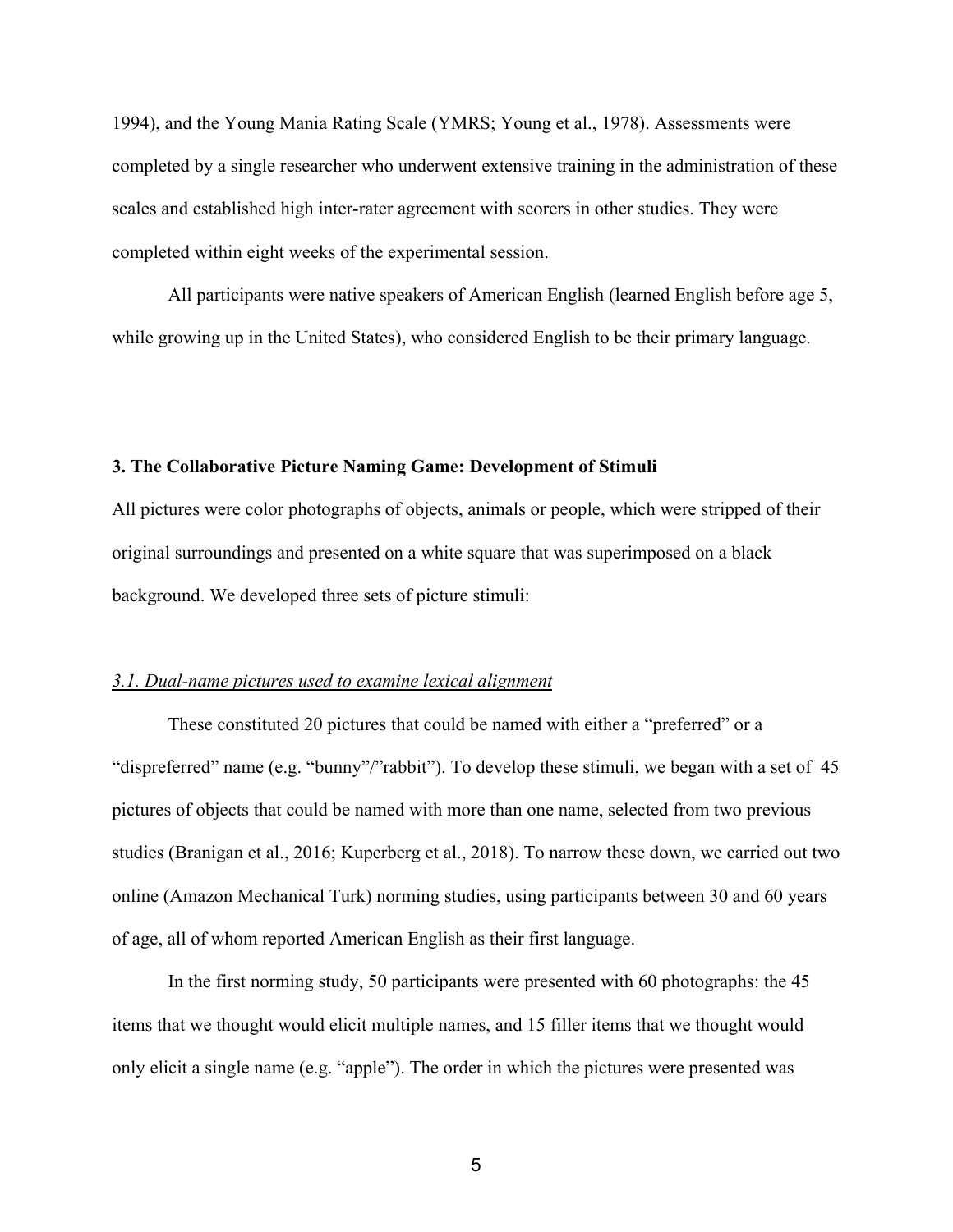1994), and the Young Mania Rating Scale (YMRS; Young et al., 1978). Assessments were completed by a single researcher who underwent extensive training in the administration of these scales and established high inter-rater agreement with scorers in other studies. They were completed within eight weeks of the experimental session.

All participants were native speakers of American English (learned English before age 5, while growing up in the United States), who considered English to be their primary language.

## 3. The Collaborative Picture Naming Game: Development of Stimuli

All pictures were color photographs of objects, animals or people, which were stripped of their original surroundings and presented on a white square that was superimposed on a black background. We developed three sets of picture stimuli:

### *3.1. Dual-name pictures used to examine lexical alignment*

These constituted 20 pictures that could be named with either a "preferred" or a "dispreferred" name (e.g. "bunny"/"rabbit"). To develop these stimuli, we began with a set of 45 pictures of objects that could be named with more than one name, selected from two previous studies (Branigan et al., 2016; Kuperberg et al., 2018). To narrow these down, we carried out two online (Amazon Mechanical Turk) norming studies, using participants between 30 and 60 years of age, all of whom reported American English as their first language.

In the first norming study, 50 participants were presented with 60 photographs: the 45 items that we thought would elicit multiple names, and 15 filler items that we thought would only elicit a single name (e.g. "apple"). The order in which the pictures were presented was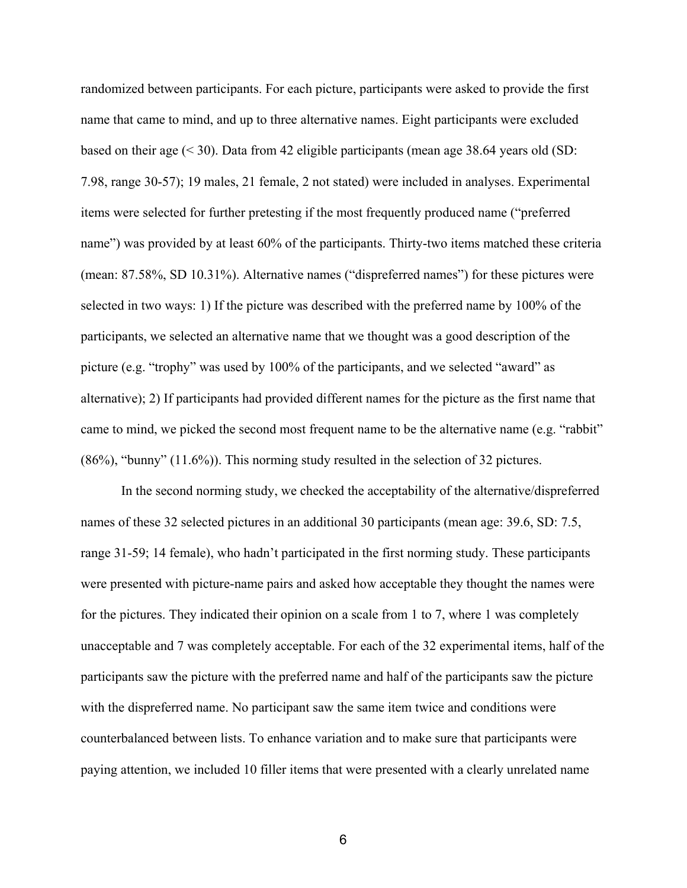randomized between participants. For each picture, participants were asked to provide the first name that came to mind, and up to three alternative names. Eight participants were excluded based on their age (< 30). Data from 42 eligible participants (mean age 38.64 years old (SD: 7.98, range 30-57); 19 males, 21 female, 2 not stated) were included in analyses. Experimental items were selected for further pretesting if the most frequently produced name ("preferred name") was provided by at least 60% of the participants. Thirty-two items matched these criteria (mean: 87.58%, SD 10.31%). Alternative names ("dispreferred names") for these pictures were selected in two ways: 1) If the picture was described with the preferred name by 100% of the participants, we selected an alternative name that we thought was a good description of the picture (e.g. "trophy" was used by 100% of the participants, and we selected "award" as alternative); 2) If participants had provided different names for the picture as the first name that came to mind, we picked the second most frequent name to be the alternative name (e.g. "rabbit" (86%), "bunny" (11.6%)). This norming study resulted in the selection of 32 pictures.

In the second norming study, we checked the acceptability of the alternative/dispreferred names of these 32 selected pictures in an additional 30 participants (mean age: 39.6, SD: 7.5, range 31-59; 14 female), who hadn't participated in the first norming study. These participants were presented with picture-name pairs and asked how acceptable they thought the names were for the pictures. They indicated their opinion on a scale from 1 to 7, where 1 was completely unacceptable and 7 was completely acceptable. For each of the 32 experimental items, half of the participants saw the picture with the preferred name and half of the participants saw the picture with the dispreferred name. No participant saw the same item twice and conditions were counterbalanced between lists. To enhance variation and to make sure that participants were paying attention, we included 10 filler items that were presented with a clearly unrelated name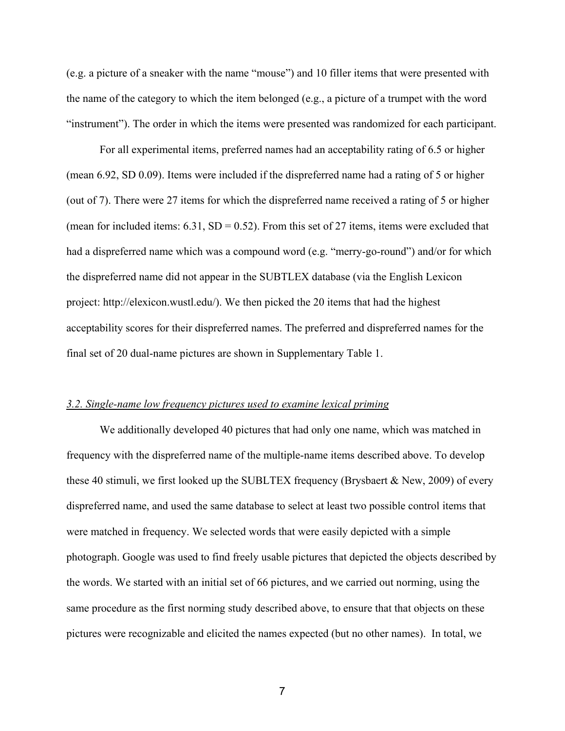(e.g. a picture of a sneaker with the name "mouse") and 10 filler items that were presented with the name of the category to which the item belonged (e.g., a picture of a trumpet with the word "instrument"). The order in which the items were presented was randomized for each participant.

For all experimental items, preferred names had an acceptability rating of 6.5 or higher (mean 6.92, SD 0.09). Items were included if the dispreferred name had a rating of 5 or higher (out of 7). There were 27 items for which the dispreferred name received a rating of 5 or higher (mean for included items: 6.31, SD = 0.52). From this set of 27 items, items were excluded that had a dispreferred name which was a compound word (e.g. "merry-go-round") and/or for which the dispreferred name did not appear in the SUBTLEX database (via the English Lexicon project: http://elexicon.wustl.edu/). We then picked the 20 items that had the highest acceptability scores for their dispreferred names. The preferred and dispreferred names for the final set of 20 dual-name pictures are shown in Supplementary Table 1.

### *3.2. Single-name low frequency pictures used to examine lexical priming*

We additionally developed 40 pictures that had only one name, which was matched in frequency with the dispreferred name of the multiple-name items described above. To develop these 40 stimuli, we first looked up the SUBLTEX frequency (Brysbaert & New, 2009) of every dispreferred name, and used the same database to select at least two possible control items that were matched in frequency. We selected words that were easily depicted with a simple photograph. Google was used to find freely usable pictures that depicted the objects described by the words. We started with an initial set of 66 pictures, and we carried out norming, using the same procedure as the first norming study described above, to ensure that that objects on these pictures were recognizable and elicited the names expected (but no other names). In total, we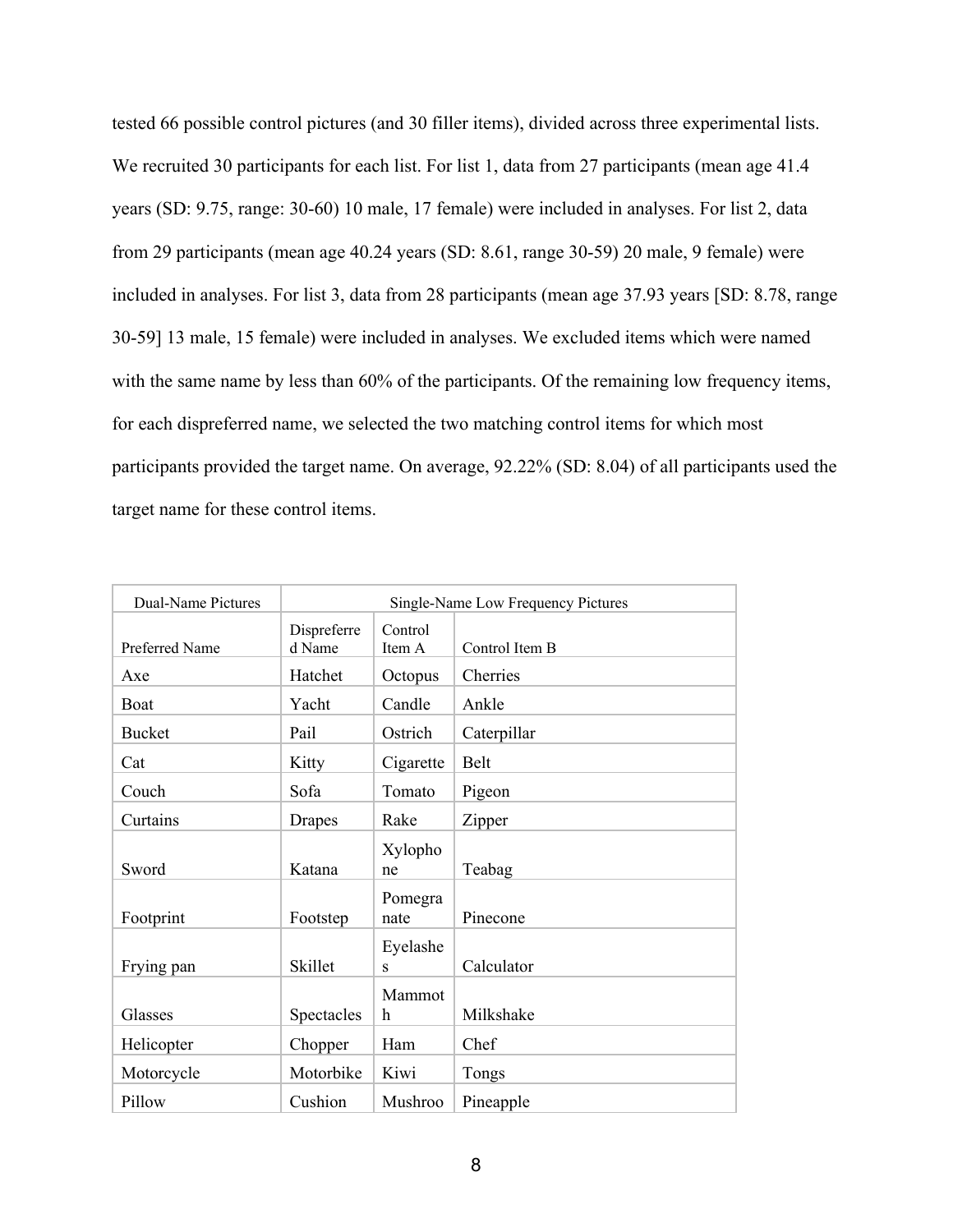tested 66 possible control pictures (and 30 filler items), divided across three experimental lists. We recruited 30 participants for each list. For list 1, data from 27 participants (mean age 41.4 years (SD: 9.75, range: 30-60) 10 male, 17 female) were included in analyses. For list 2, data from 29 participants (mean age 40.24 years (SD: 8.61, range 30-59) 20 male, 9 female) were included in analyses. For list 3, data from 28 participants (mean age 37.93 years [SD: 8.78, range 30-59] 13 male, 15 female) were included in analyses. We excluded items which were named with the same name by less than 60% of the participants. Of the remaining low frequency items, for each dispreferred name, we selected the two matching control items for which most participants provided the target name. On average, 92.22% (SD: 8.04) of all participants used the target name for these control items.

| Dual-Name Pictures | Single-Name Low Frequency Pictures | | |
|---|---|---|---|
| Preferred Name | Dispreferred Name | Control Item A | Control Item B |
| Axe | Hatchet | Octopus | Cherries |
| Boat | Yacht | Candle | Ankle |
| Bucket | Pail | Ostrich | Caterpillar |
| Cat | Kitty | Cigarette | Belt |
| Couch | Sofa | Tomato | Pigeon |
| Curtains | Drapes | Rake | Zipper |
| Sword | Katana | Xylophone | Teabag |
| Footprint | Footstep | Pomegranate | Pinecone |
| Frying pan | Skillet | Eyelashes | Calculator |
| Glasses | Spectacles | Mammoth | Milkshake |
| Helicopter | Chopper | Ham | Chef |
| Motorcycle | Motorbike | Kiwi | Tongs |
| Pillow | Cushion | Mushroo | Pineapple |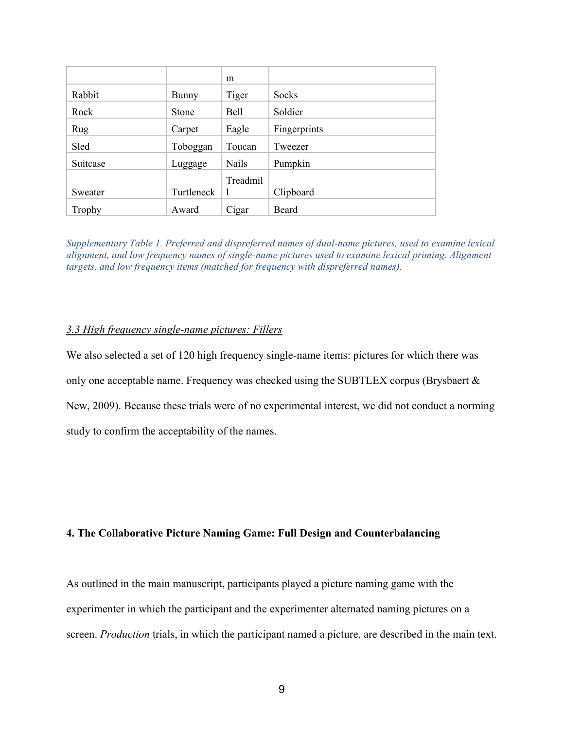| | | | |
|---|---|---|---|
| | | m | |
| Rabbit | Bunny | Tiger | Socks |
| Rock | Stone | Bell | Soldier |
| Rug | Carpet | Eagle | Fingerprints |
| Sled | Toboggan | Toucan | Tweezer |
| Suitcase | Luggage | Nails | Pumpkin |
| Sweater | Turtleneck | Treadmil l | Clipboard |
| Trophy | Award | Cigar | Beard |

*Supplementary Table 1. Preferred and dispreferred names of dual-name pictures, used to examine lexical alignment, and low frequency names of single-name pictures used to examine lexical priming. Alignment targets, and low frequency items (matched for frequency with dispreferred names).*

### 3.3 High frequency single-name pictures: Fillers

We also selected a set of 120 high frequency single-name items: pictures for which there was only one acceptable name. Frequency was checked using the SUBTLEX corpus (Brysbaert & New, 2009). Because these trials were of no experimental interest, we did not conduct a norming study to confirm the acceptability of the names.

## 4. The Collaborative Picture Naming Game: Full Design and Counterbalancing

As outlined in the main manuscript, participants played a picture naming game with the experimenter in which the participant and the experimenter alternated naming pictures on a screen. *Production* trials, in which the participant named a picture, are described in the main text.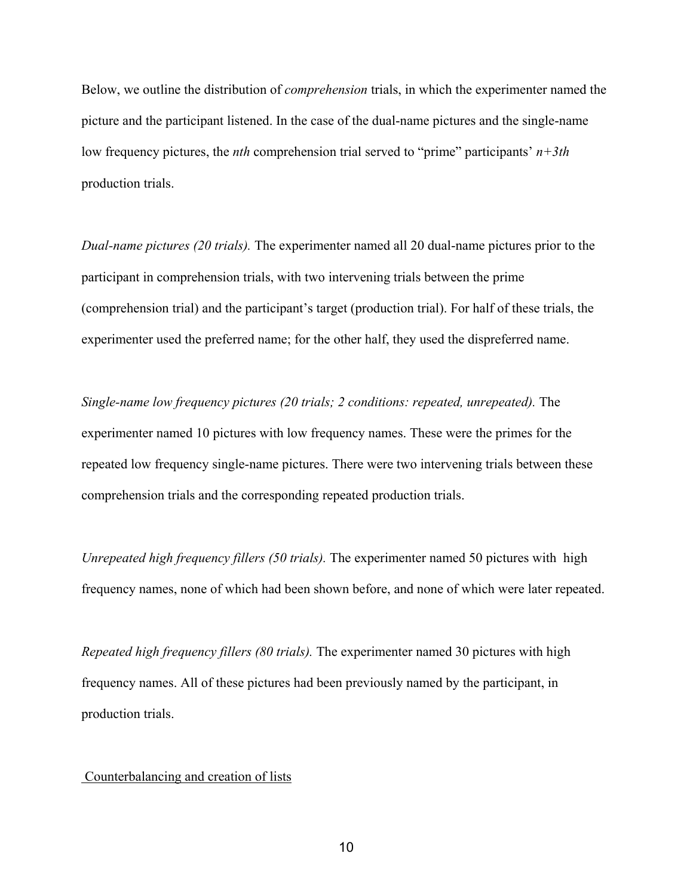Below, we outline the distribution of *comprehension* trials, in which the experimenter named the picture and the participant listened. In the case of the dual-name pictures and the single-name low frequency pictures, the *nth* comprehension trial served to "prime" participants' *n+3th* production trials.

*Dual-name pictures (20 trials).* The experimenter named all 20 dual-name pictures prior to the participant in comprehension trials, with two intervening trials between the prime (comprehension trial) and the participant's target (production trial). For half of these trials, the experimenter used the preferred name; for the other half, they used the dispreferred name.

*Single-name low frequency pictures (20 trials; 2 conditions: repeated, unrepeated).* The experimenter named 10 pictures with low frequency names. These were the primes for the repeated low frequency single-name pictures. There were two intervening trials between these comprehension trials and the corresponding repeated production trials.

*Unrepeated high frequency fillers (50 trials).* The experimenter named 50 pictures with high frequency names, none of which had been shown before, and none of which were later repeated.

*Repeated high frequency fillers (80 trials).* The experimenter named 30 pictures with high frequency names. All of these pictures had been previously named by the participant, in production trials.

Counterbalancing and creation of lists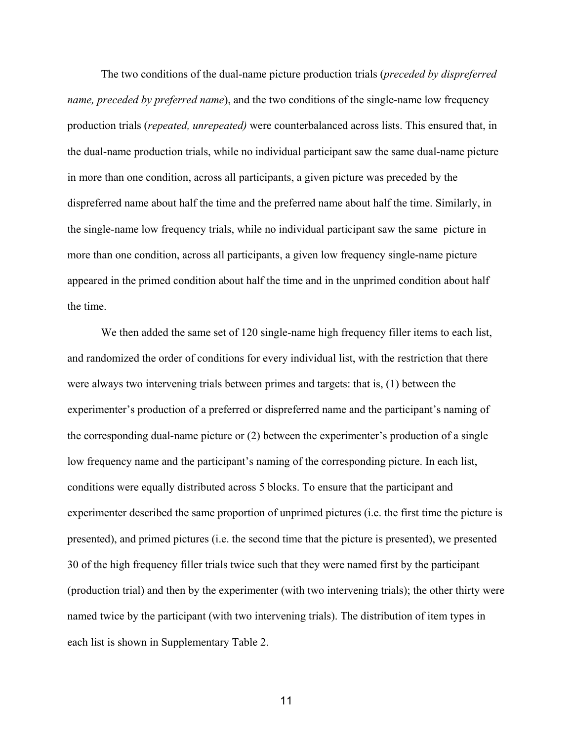The two conditions of the dual-name picture production trials (*preceded by dispreferred name, preceded by preferred name*), and the two conditions of the single-name low frequency production trials (*repeated, unrepeated)* were counterbalanced across lists. This ensured that, in the dual-name production trials, while no individual participant saw the same dual-name picture in more than one condition, across all participants, a given picture was preceded by the dispreferred name about half the time and the preferred name about half the time. Similarly, in the single-name low frequency trials, while no individual participant saw the same picture in more than one condition, across all participants, a given low frequency single-name picture appeared in the primed condition about half the time and in the unprimed condition about half the time.

We then added the same set of 120 single-name high frequency filler items to each list, and randomized the order of conditions for every individual list, with the restriction that there were always two intervening trials between primes and targets: that is, (1) between the experimenter's production of a preferred or dispreferred name and the participant's naming of the corresponding dual-name picture or (2) between the experimenter's production of a single low frequency name and the participant's naming of the corresponding picture. In each list, conditions were equally distributed across 5 blocks. To ensure that the participant and experimenter described the same proportion of unprimed pictures (i.e. the first time the picture is presented), and primed pictures (i.e. the second time that the picture is presented), we presented 30 of the high frequency filler trials twice such that they were named first by the participant (production trial) and then by the experimenter (with two intervening trials); the other thirty were named twice by the participant (with two intervening trials). The distribution of item types in each list is shown in Supplementary Table 2.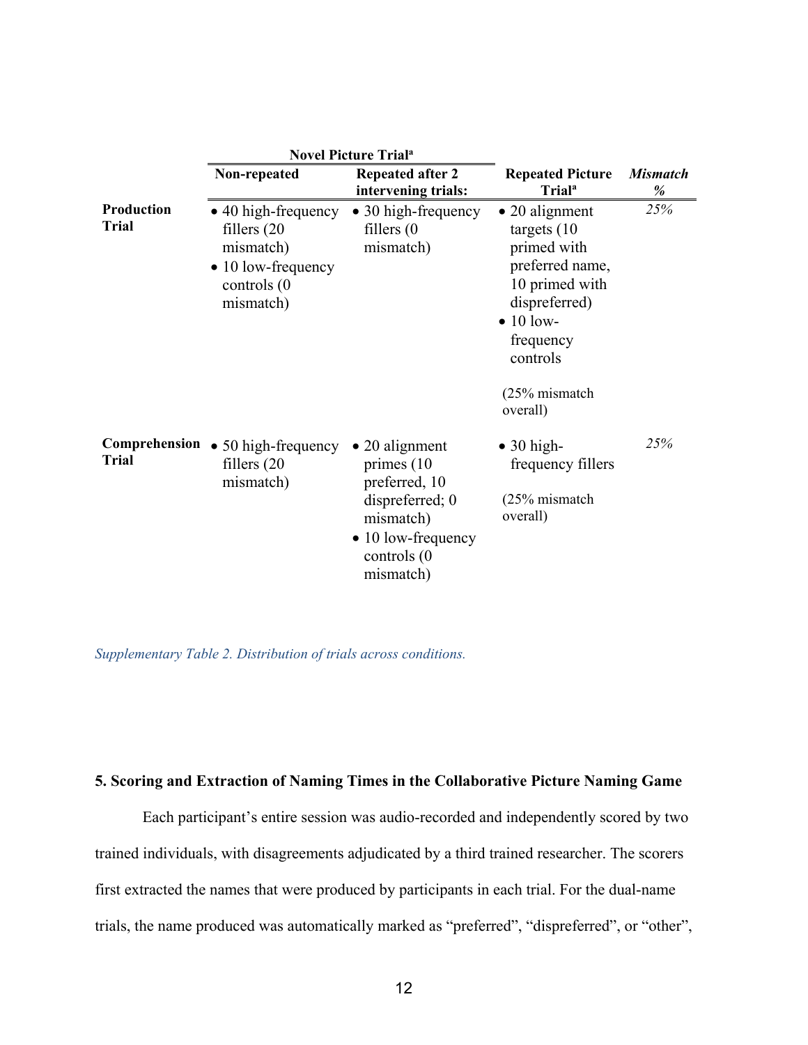| | Novel Picture Trial[a] | | | |
|---|---|---|---|---|
| | **Non-repeated** | **Repeated after 2 intervening trials:** | **Repeated Picture Trial**[a] | ***Mismatch %*** |
| **Production Trial** | • 40 high-frequency fillers (20 mismatch)<br>• 10 low-frequency controls (0 mismatch) | • 30 high-frequency fillers (0 mismatch) | • 20 alignment targets (10 primed with preferred name, 10 primed with dispreferred)<br>• 10 low-frequency controls<br><br>(25% mismatch overall) | *25%* |
| **Comprehension Trial** | • 50 high-frequency fillers (20 mismatch) | • 20 alignment primes (10 preferred, 10 dispreferred; 0 mismatch)<br>• 10 low-frequency controls (0 mismatch) | • 30 high-frequency fillers<br><br>(25% mismatch overall) | *25%* |

*Supplementary Table 2. Distribution of trials across conditions.*

**5. Scoring and Extraction of Naming Times in the Collaborative Picture Naming Game**

Each participant's entire session was audio-recorded and independently scored by two trained individuals, with disagreements adjudicated by a third trained researcher. The scorers first extracted the names that were produced by participants in each trial. For the dual-name trials, the name produced was automatically marked as "preferred", "dispreferred", or "other",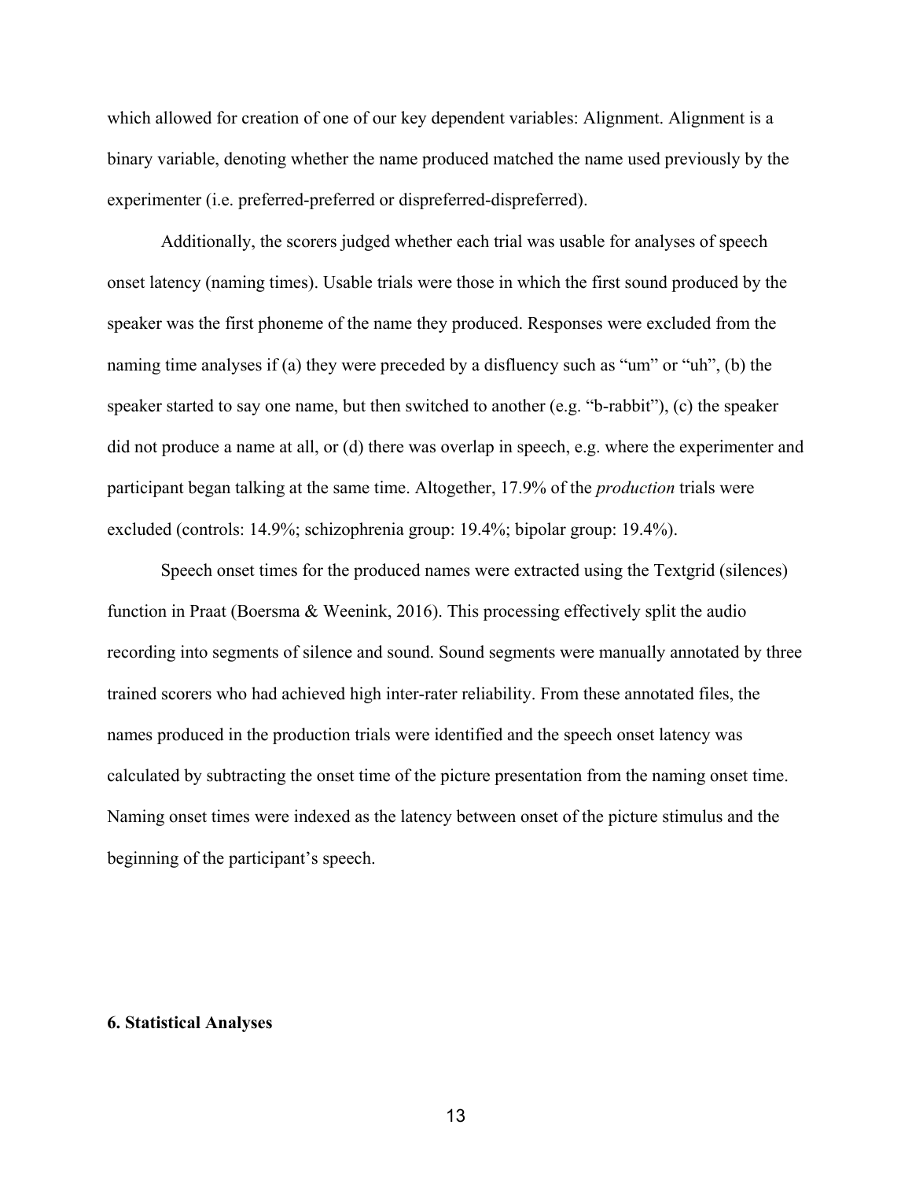which allowed for creation of one of our key dependent variables: Alignment. Alignment is a binary variable, denoting whether the name produced matched the name used previously by the experimenter (i.e. preferred-preferred or dispreferred-dispreferred).

Additionally, the scorers judged whether each trial was usable for analyses of speech onset latency (naming times). Usable trials were those in which the first sound produced by the speaker was the first phoneme of the name they produced. Responses were excluded from the naming time analyses if (a) they were preceded by a disfluency such as "um" or "uh", (b) the speaker started to say one name, but then switched to another (e.g. "b-rabbit"), (c) the speaker did not produce a name at all, or (d) there was overlap in speech, e.g. where the experimenter and participant began talking at the same time. Altogether, 17.9% of the *production* trials were excluded (controls: 14.9%; schizophrenia group: 19.4%; bipolar group: 19.4%).

Speech onset times for the produced names were extracted using the Textgrid (silences) function in Praat (Boersma & Weenink, 2016). This processing effectively split the audio recording into segments of silence and sound. Sound segments were manually annotated by three trained scorers who had achieved high inter-rater reliability. From these annotated files, the names produced in the production trials were identified and the speech onset latency was calculated by subtracting the onset time of the picture presentation from the naming onset time. Naming onset times were indexed as the latency between onset of the picture stimulus and the beginning of the participant's speech.

**6. Statistical Analyses**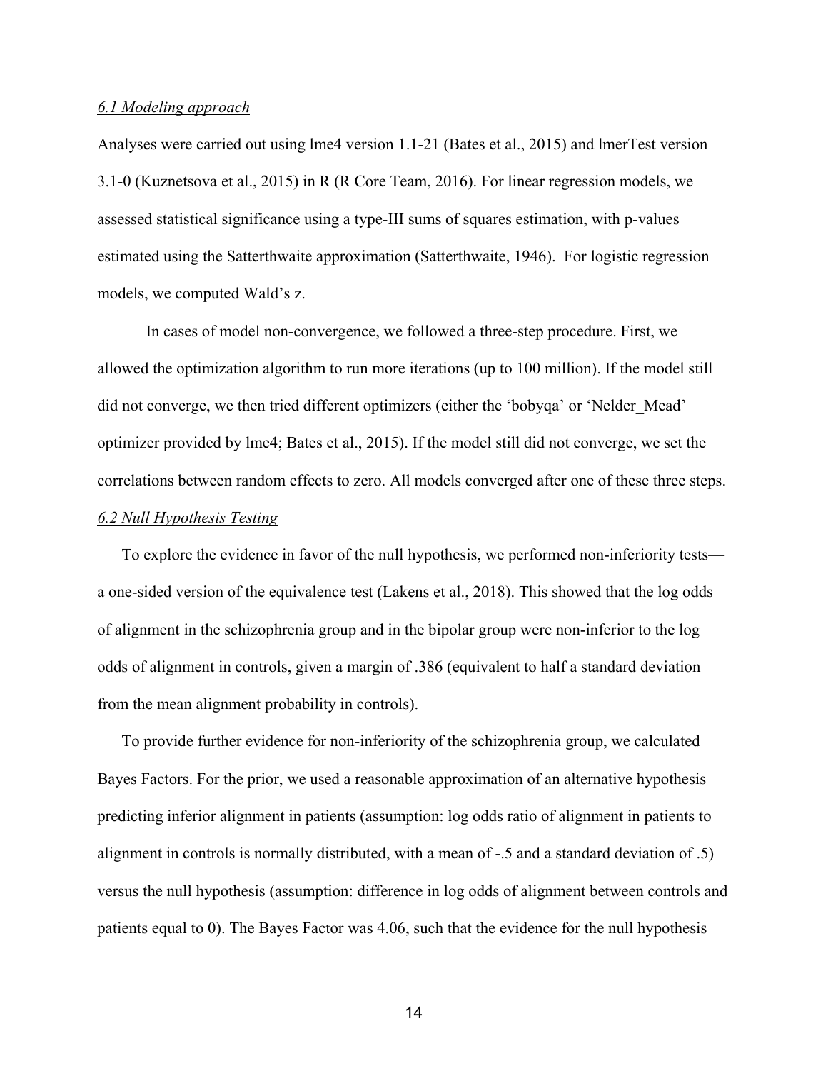*6.1 Modeling approach*

Analyses were carried out using lme4 version 1.1-21 (Bates et al., 2015) and lmerTest version 3.1-0 (Kuznetsova et al., 2015) in R (R Core Team, 2016). For linear regression models, we assessed statistical significance using a type-III sums of squares estimation, with p-values estimated using the Satterthwaite approximation (Satterthwaite, 1946). For logistic regression models, we computed Wald's z.

In cases of model non-convergence, we followed a three-step procedure. First, we allowed the optimization algorithm to run more iterations (up to 100 million). If the model still did not converge, we then tried different optimizers (either the 'bobyqa' or 'Nelder_Mead' optimizer provided by lme4; Bates et al., 2015). If the model still did not converge, we set the correlations between random effects to zero. All models converged after one of these three steps.

*6.2 Null Hypothesis Testing*

To explore the evidence in favor of the null hypothesis, we performed non-inferiority tests—a one-sided version of the equivalence test (Lakens et al., 2018). This showed that the log odds of alignment in the schizophrenia group and in the bipolar group were non-inferior to the log odds of alignment in controls, given a margin of .386 (equivalent to half a standard deviation from the mean alignment probability in controls).

To provide further evidence for non-inferiority of the schizophrenia group, we calculated Bayes Factors. For the prior, we used a reasonable approximation of an alternative hypothesis predicting inferior alignment in patients (assumption: log odds ratio of alignment in patients to alignment in controls is normally distributed, with a mean of -.5 and a standard deviation of .5) versus the null hypothesis (assumption: difference in log odds of alignment between controls and patients equal to 0). The Bayes Factor was 4.06, such that the evidence for the null hypothesis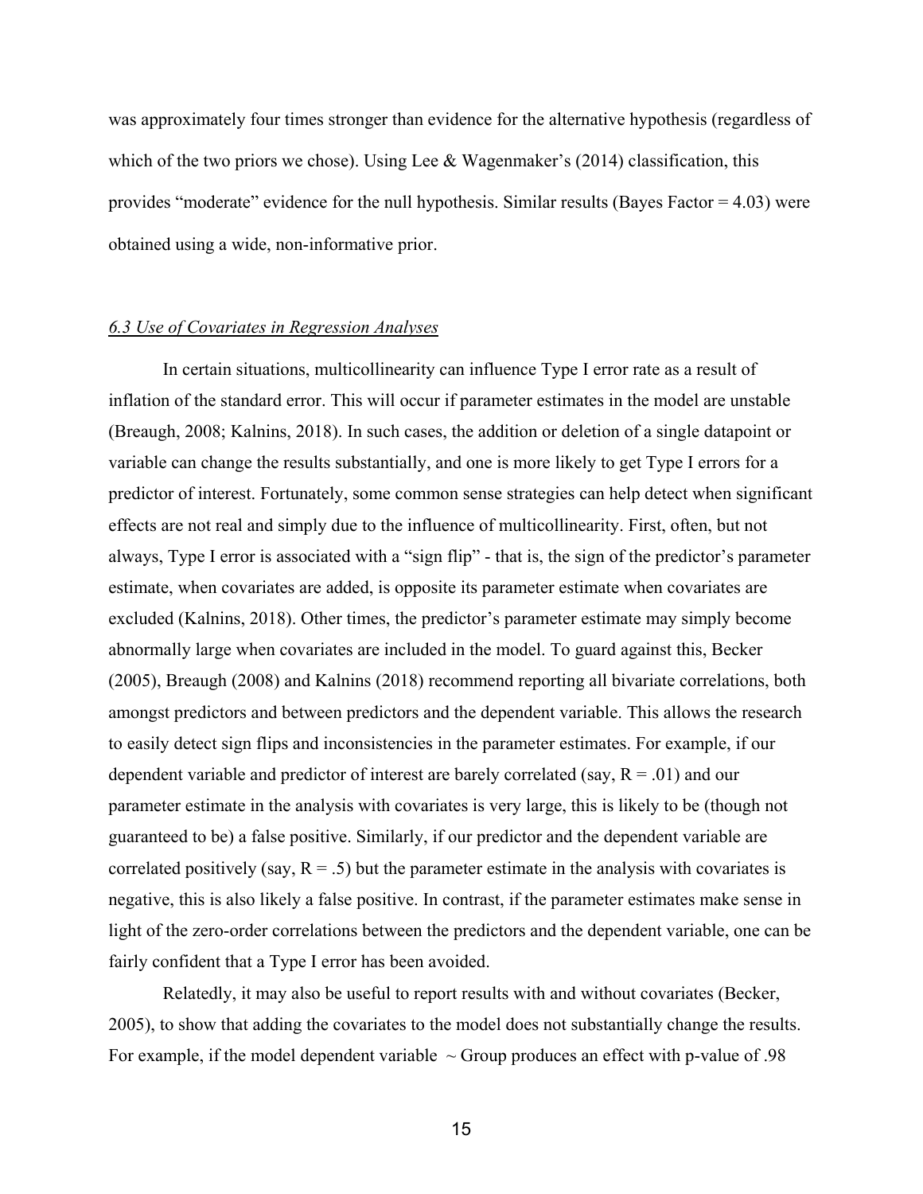was approximately four times stronger than evidence for the alternative hypothesis (regardless of which of the two priors we chose). Using Lee & Wagenmaker's (2014) classification, this provides "moderate" evidence for the null hypothesis. Similar results (Bayes Factor = 4.03) were obtained using a wide, non-informative prior.

### *6.3 Use of Covariates in Regression Analyses*

In certain situations, multicollinearity can influence Type I error rate as a result of inflation of the standard error. This will occur if parameter estimates in the model are unstable (Breaugh, 2008; Kalnins, 2018). In such cases, the addition or deletion of a single datapoint or variable can change the results substantially, and one is more likely to get Type I errors for a predictor of interest. Fortunately, some common sense strategies can help detect when significant effects are not real and simply due to the influence of multicollinearity. First, often, but not always, Type I error is associated with a "sign flip" - that is, the sign of the predictor's parameter estimate, when covariates are added, is opposite its parameter estimate when covariates are excluded (Kalnins, 2018). Other times, the predictor's parameter estimate may simply become abnormally large when covariates are included in the model. To guard against this, Becker (2005), Breaugh (2008) and Kalnins (2018) recommend reporting all bivariate correlations, both amongst predictors and between predictors and the dependent variable. This allows the research to easily detect sign flips and inconsistencies in the parameter estimates. For example, if our dependent variable and predictor of interest are barely correlated (say, $R = .01$) and our parameter estimate in the analysis with covariates is very large, this is likely to be (though not guaranteed to be) a false positive. Similarly, if our predictor and the dependent variable are correlated positively (say, $R = .5$) but the parameter estimate in the analysis with covariates is negative, this is also likely a false positive. In contrast, if the parameter estimates make sense in light of the zero-order correlations between the predictors and the dependent variable, one can be fairly confident that a Type I error has been avoided.

Relatedly, it may also be useful to report results with and without covariates (Becker, 2005), to show that adding the covariates to the model does not substantially change the results. For example, if the model dependent variable ~ Group produces an effect with p-value of .98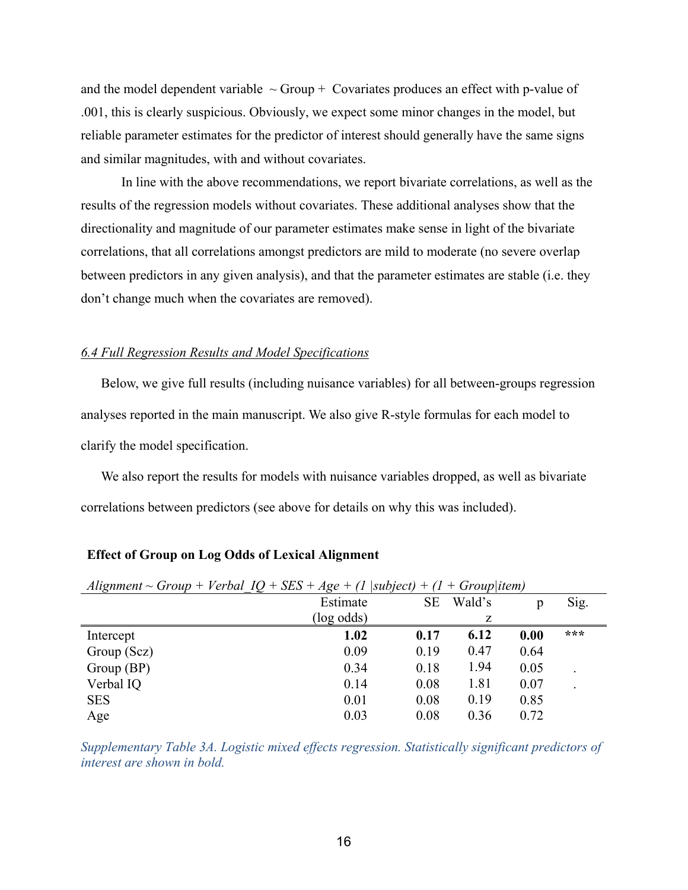and the model dependent variable ~ Group + Covariates produces an effect with p-value of .001, this is clearly suspicious. Obviously, we expect some minor changes in the model, but reliable parameter estimates for the predictor of interest should generally have the same signs and similar magnitudes, with and without covariates.

In line with the above recommendations, we report bivariate correlations, as well as the results of the regression models without covariates. These additional analyses show that the directionality and magnitude of our parameter estimates make sense in light of the bivariate correlations, that all correlations amongst predictors are mild to moderate (no severe overlap between predictors in any given analysis), and that the parameter estimates are stable (i.e. they don't change much when the covariates are removed).

## *6.4 Full Regression Results and Model Specifications*

Below, we give full results (including nuisance variables) for all between-groups regression analyses reported in the main manuscript. We also give R-style formulas for each model to clarify the model specification.

We also report the results for models with nuisance variables dropped, as well as bivariate correlations between predictors (see above for details on why this was included).

**Effect of Group on Log Odds of Lexical Alignment**

*Alignment ~ Group + Verbal_IQ + SES + Age + (1 |subject) + (1 + Group|item)*

| | Estimate (log odds) | SE | Wald's z | p | Sig. |
|---|---|---|---|---|---|
| Intercept | **1.02** | **0.17** | **6.12** | **0.00** | *** |
| Group (Scz) | 0.09 | 0.19 | 0.47 | 0.64 | |
| Group (BP) | 0.34 | 0.18 | 1.94 | 0.05 | . |
| Verbal IQ | 0.14 | 0.08 | 1.81 | 0.07 | . |
| SES | 0.01 | 0.08 | 0.19 | 0.85 | |
| Age | 0.03 | 0.08 | 0.36 | 0.72 | |

*Supplementary Table 3A. Logistic mixed effects regression. Statistically significant predictors of interest are shown in bold.*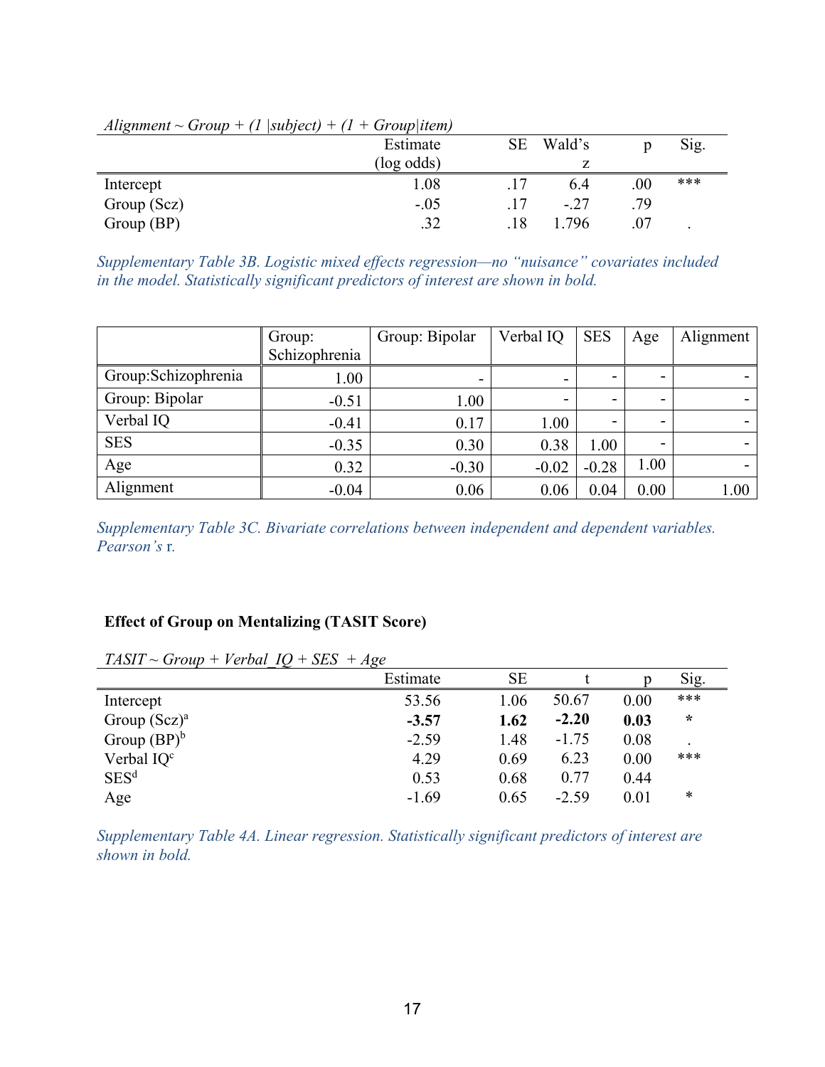*Alignment ~ Group + (1 |subject) + (1 + Group|item)*

| | Estimate (log odds) | SE | Wald's z | p | Sig. |
|---|---|---|---|---|---|
| Intercept | 1.08 | .17 | 6.4 | .00 | *** |
| Group (Scz) | -.05 | .17 | -.27 | .79 | |
| Group (BP) | .32 | .18 | 1.796 | .07 | . |

*Supplementary Table 3B. Logistic mixed effects regression—no "nuisance" covariates included in the model. Statistically significant predictors of interest are shown in bold.*

| | Group: Schizophrenia | Group: Bipolar | Verbal IQ | SES | Age | Alignment |
|---|---|---|---|---|---|---|
| Group:Schizophrenia | 1.00 | - | - | - | - | - |
| Group: Bipolar | -0.51 | 1.00 | - | - | - | - |
| Verbal IQ | -0.41 | 0.17 | 1.00 | - | - | - |
| SES | -0.35 | 0.30 | 0.38 | 1.00 | - | - |
| Age | 0.32 | -0.30 | -0.02 | -0.28 | 1.00 | - |
| Alignment | -0.04 | 0.06 | 0.06 | 0.04 | 0.00 | 1.00 |

*Supplementary Table 3C. Bivariate correlations between independent and dependent variables. Pearson's* r.

**Effect of Group on Mentalizing (TASIT Score)**

*TASIT ~ Group + Verbal_IQ + SES + Age*

| | Estimate | SE | t | p | Sig. |
|---|---|---|---|---|---|
| Intercept | 53.56 | 1.06 | 50.67 | 0.00 | *** |
| Group (Scz)[a] | **-3.57** | **1.62** | **-2.20** | **0.03** | * |
| Group (BP)[b] | -2.59 | 1.48 | -1.75 | 0.08 | . |
| Verbal IQ[c] | 4.29 | 0.69 | 6.23 | 0.00 | *** |
| SES[d] | 0.53 | 0.68 | 0.77 | 0.44 | |
| Age | -1.69 | 0.65 | -2.59 | 0.01 | * |

*Supplementary Table 4A. Linear regression. Statistically significant predictors of interest are shown in bold.*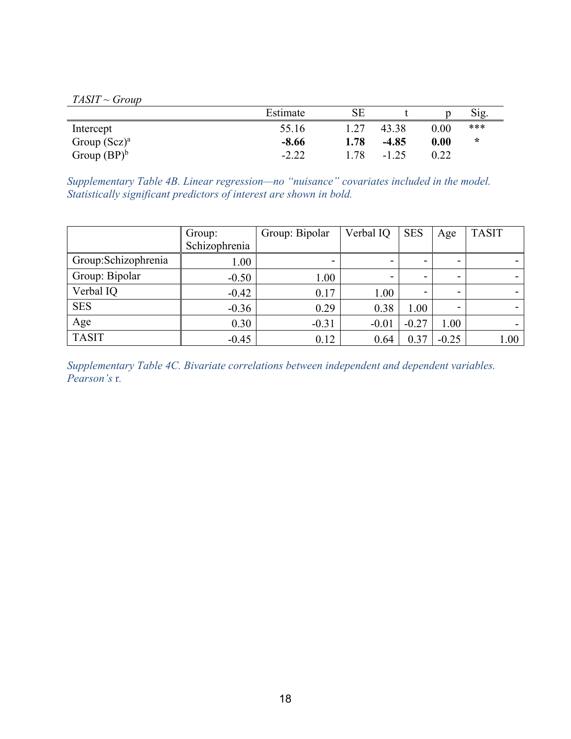*TASIT ~ Group*

| | Estimate | SE | t | p | Sig. |
|---|---|---|---|---|---|
| Intercept | 55.16 | 1.27 | 43.38 | 0.00 | *** |
| Group (Scz)[a] | **-8.66** | **1.78** | **-4.85** | **0.00** | * |
| Group (BP)[b] | -2.22 | 1.78 | -1.25 | 0.22 | |

*Supplementary Table 4B. Linear regression—no "nuisance" covariates included in the model. Statistically significant predictors of interest are shown in bold.*

| | Group: Schizophrenia | Group: Bipolar | Verbal IQ | SES | Age | TASIT |
|---|---|---|---|---|---|---|
| Group:Schizophrenia | 1.00 | - | - | - | - | - |
| Group: Bipolar | -0.50 | 1.00 | - | - | - | - |
| Verbal IQ | -0.42 | 0.17 | 1.00 | - | - | - |
| SES | -0.36 | 0.29 | 0.38 | 1.00 | - | - |
| Age | 0.30 | -0.31 | -0.01 | -0.27 | 1.00 | - |
| TASIT | -0.45 | 0.12 | 0.64 | 0.37 | -0.25 | 1.00 |

*Supplementary Table 4C. Bivariate correlations between independent and dependent variables. Pearson's* r.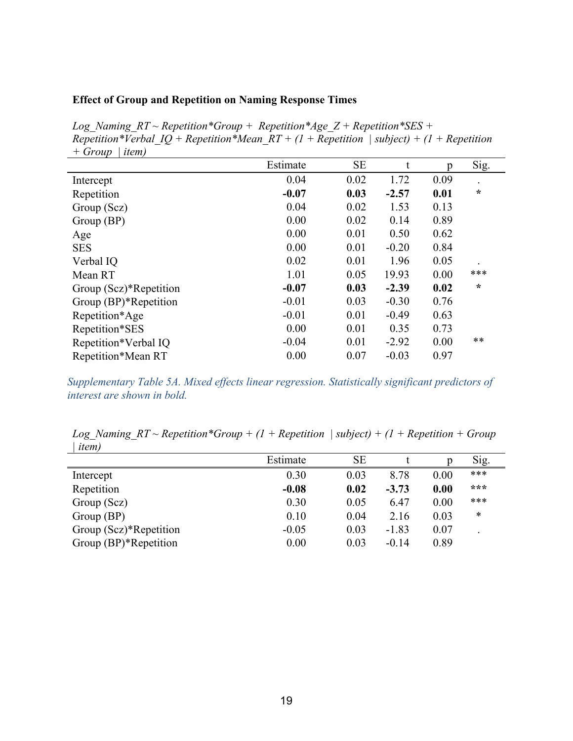**Effect of Group and Repetition on Naming Response Times**

*Log_Naming_RT ~ Repetition*Group + Repetition*Age_Z + Repetition*SES + Repetition*Verbal_IQ + Repetition*Mean_RT + (1 + Repetition | subject) + (1 + Repetition + Group | item)*

| | Estimate | SE | t | p | Sig. |
|---|---|---|---|---|---|
| Intercept | 0.04 | 0.02 | 1.72 | 0.09 | . |
| Repetition | **-0.07** | **0.03** | **-2.57** | **0.01** | * |
| Group (Scz) | 0.04 | 0.02 | 1.53 | 0.13 | |
| Group (BP) | 0.00 | 0.02 | 0.14 | 0.89 | |
| Age | 0.00 | 0.01 | 0.50 | 0.62 | |
| SES | 0.00 | 0.01 | -0.20 | 0.84 | |
| Verbal IQ | 0.02 | 0.01 | 1.96 | 0.05 | . |
| Mean RT | 1.01 | 0.05 | 19.93 | 0.00 | *** |
| Group (Scz)*Repetition | **-0.07** | **0.03** | **-2.39** | **0.02** | * |
| Group (BP)*Repetition | -0.01 | 0.03 | -0.30 | 0.76 | |
| Repetition*Age | -0.01 | 0.01 | -0.49 | 0.63 | |
| Repetition*SES | 0.00 | 0.01 | 0.35 | 0.73 | |
| Repetition*Verbal IQ | -0.04 | 0.01 | -2.92 | 0.00 | ** |
| Repetition*Mean RT | 0.00 | 0.07 | -0.03 | 0.97 | |

*Supplementary Table 5A. Mixed effects linear regression. Statistically significant predictors of interest are shown in bold.*

*Log_Naming_RT ~ Repetition*Group + (1 + Repetition | subject) + (1 + Repetition + Group | item)*

| | Estimate | SE | t | p | Sig. |
|---|---|---|---|---|---|
| Intercept | 0.30 | 0.03 | 8.78 | 0.00 | *** |
| Repetition | **-0.08** | **0.02** | **-3.73** | **0.00** | *** |
| Group (Scz) | 0.30 | 0.05 | 6.47 | 0.00 | *** |
| Group (BP) | 0.10 | 0.04 | 2.16 | 0.03 | * |
| Group (Scz)*Repetition | -0.05 | 0.03 | -1.83 | 0.07 | . |
| Group (BP)*Repetition | 0.00 | 0.03 | -0.14 | 0.89 | |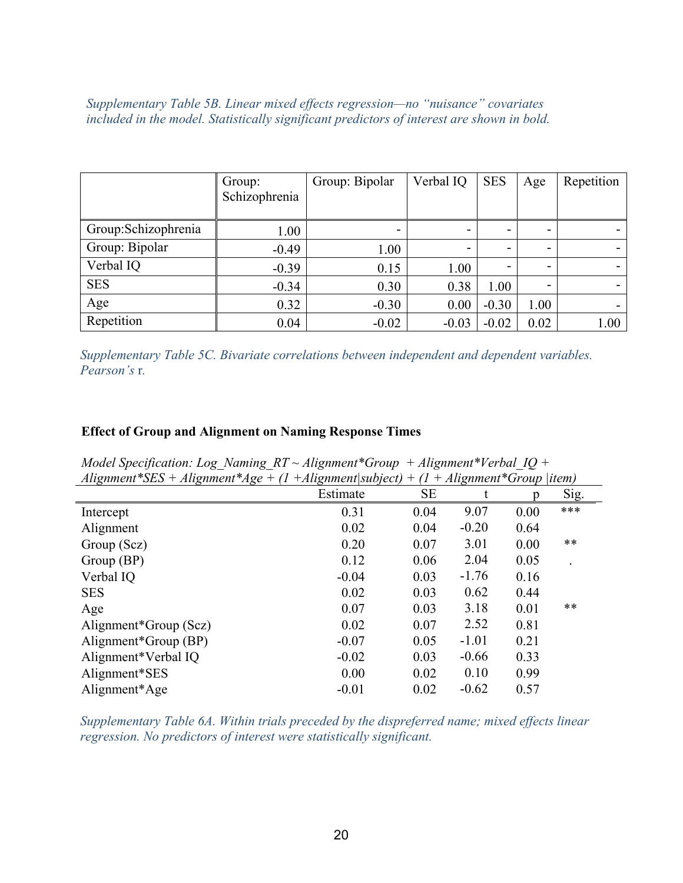*Supplementary Table 5B. Linear mixed effects regression—no "nuisance" covariates included in the model. Statistically significant predictors of interest are shown in bold.*

| | Group: Schizophrenia | Group: Bipolar | Verbal IQ | SES | Age | Repetition |
|---|---|---|---|---|---|---|
| Group:Schizophrenia | 1.00 | - | - | - | - | - |
| Group: Bipolar | -0.49 | 1.00 | - | - | - | - |
| Verbal IQ | -0.39 | 0.15 | 1.00 | - | - | - |
| SES | -0.34 | 0.30 | 0.38 | 1.00 | - | - |
| Age | 0.32 | -0.30 | 0.00 | -0.30 | 1.00 | - |
| Repetition | 0.04 | -0.02 | -0.03 | -0.02 | 0.02 | 1.00 |

*Supplementary Table 5C. Bivariate correlations between independent and dependent variables. Pearson's* r.

**Effect of Group and Alignment on Naming Response Times**

*Model Specification: Log_Naming_RT ~ Alignment*Group + Alignment*Verbal_IQ + Alignment*SES + Alignment*Age + (1 +Alignment|subject) + (1 + Alignment*Group |item)*

| | Estimate | SE | t | p | Sig. |
|---|---|---|---|---|---|
| Intercept | 0.31 | 0.04 | 9.07 | 0.00 | *** |
| Alignment | 0.02 | 0.04 | -0.20 | 0.64 | |
| Group (Scz) | 0.20 | 0.07 | 3.01 | 0.00 | ** |
| Group (BP) | 0.12 | 0.06 | 2.04 | 0.05 | . |
| Verbal IQ | -0.04 | 0.03 | -1.76 | 0.16 | |
| SES | 0.02 | 0.03 | 0.62 | 0.44 | |
| Age | 0.07 | 0.03 | 3.18 | 0.01 | ** |
| Alignment*Group (Scz) | 0.02 | 0.07 | 2.52 | 0.81 | |
| Alignment*Group (BP) | -0.07 | 0.05 | -1.01 | 0.21 | |
| Alignment*Verbal IQ | -0.02 | 0.03 | -0.66 | 0.33 | |
| Alignment*SES | 0.00 | 0.02 | 0.10 | 0.99 | |
| Alignment*Age | -0.01 | 0.02 | -0.62 | 0.57 | |

*Supplementary Table 6A. Within trials preceded by the dispreferred name; mixed effects linear regression. No predictors of interest were statistically significant.*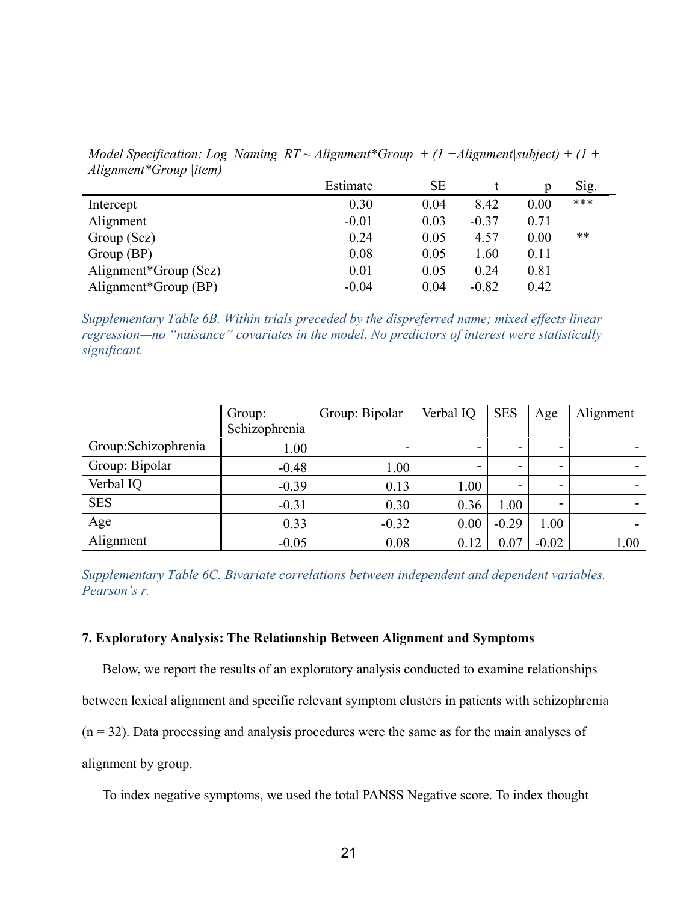*Model Specification: Log_Naming_RT ~ Alignment*Group + (1 +Alignment|subject) + (1 + Alignment*Group |item)*

| | Estimate | SE | t | p | Sig. |
|---|---|---|---|---|---|
| Intercept | 0.30 | 0.04 | 8.42 | 0.00 | *** |
| Alignment | -0.01 | 0.03 | -0.37 | 0.71 | |
| Group (Scz) | 0.24 | 0.05 | 4.57 | 0.00 | ** |
| Group (BP) | 0.08 | 0.05 | 1.60 | 0.11 | |
| Alignment*Group (Scz) | 0.01 | 0.05 | 0.24 | 0.81 | |
| Alignment*Group (BP) | -0.04 | 0.04 | -0.82 | 0.42 | |

*Supplementary Table 6B. Within trials preceded by the dispreferred name; mixed effects linear regression—no "nuisance" covariates in the model. No predictors of interest were statistically significant.*

| | Group: Schizophrenia | Group: Bipolar | Verbal IQ | SES | Age | Alignment |
|---|---|---|---|---|---|---|
| Group:Schizophrenia | 1.00 | - | - | - | - | - |
| Group: Bipolar | -0.48 | 1.00 | - | - | - | - |
| Verbal IQ | -0.39 | 0.13 | 1.00 | - | - | - |
| SES | -0.31 | 0.30 | 0.36 | 1.00 | - | - |
| Age | 0.33 | -0.32 | 0.00 | -0.29 | 1.00 | - |
| Alignment | -0.05 | 0.08 | 0.12 | 0.07 | -0.02 | 1.00 |

*Supplementary Table 6C. Bivariate correlations between independent and dependent variables. Pearson's r.*

**7. Exploratory Analysis: The Relationship Between Alignment and Symptoms**

Below, we report the results of an exploratory analysis conducted to examine relationships between lexical alignment and specific relevant symptom clusters in patients with schizophrenia (n = 32). Data processing and analysis procedures were the same as for the main analyses of alignment by group.

To index negative symptoms, we used the total PANSS Negative score. To index thought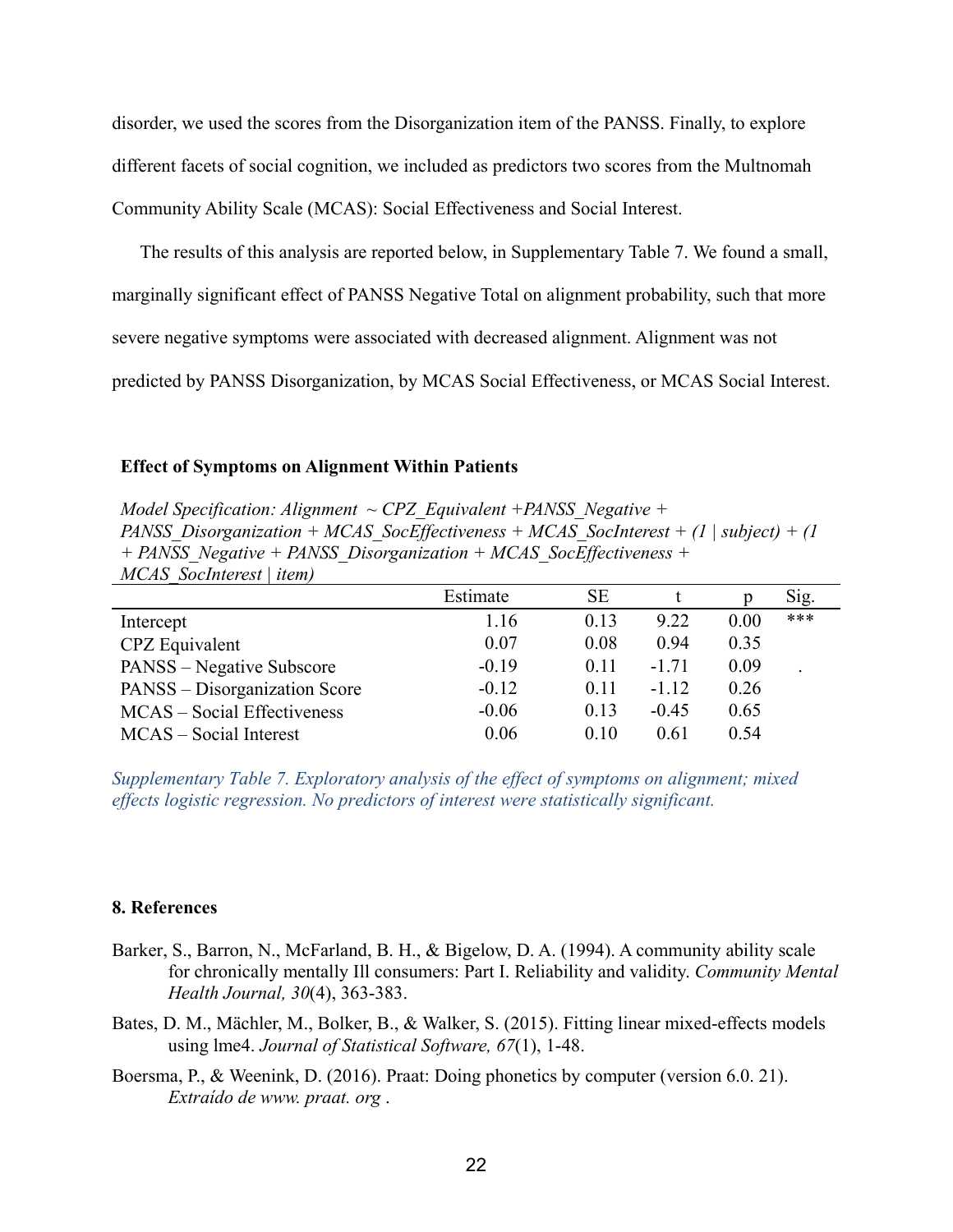disorder, we used the scores from the Disorganization item of the PANSS. Finally, to explore different facets of social cognition, we included as predictors two scores from the Multnomah Community Ability Scale (MCAS): Social Effectiveness and Social Interest.

The results of this analysis are reported below, in Supplementary Table 7. We found a small, marginally significant effect of PANSS Negative Total on alignment probability, such that more severe negative symptoms were associated with decreased alignment. Alignment was not predicted by PANSS Disorganization, by MCAS Social Effectiveness, or MCAS Social Interest.

**Effect of Symptoms on Alignment Within Patients**

*Model Specification: Alignment ~ CPZ_Equivalent +PANSS_Negative + PANSS_Disorganization + MCAS_SocEffectiveness + MCAS_SocInterest + (1 | subject) + (1 + PANSS_Negative + PANSS_Disorganization + MCAS_SocEffectiveness + MCAS_SocInterest | item)*

| | Estimate | SE | t | p | Sig. |
|---|---|---|---|---|---|
| Intercept | 1.16 | 0.13 | 9.22 | 0.00 | *** |
| CPZ Equivalent | 0.07 | 0.08 | 0.94 | 0.35 | |
| PANSS – Negative Subscore | -0.19 | 0.11 | -1.71 | 0.09 | . |
| PANSS – Disorganization Score | -0.12 | 0.11 | -1.12 | 0.26 | |
| MCAS – Social Effectiveness | -0.06 | 0.13 | -0.45 | 0.65 | |
| MCAS – Social Interest | 0.06 | 0.10 | 0.61 | 0.54 | |

*Supplementary Table 7. Exploratory analysis of the effect of symptoms on alignment; mixed effects logistic regression. No predictors of interest were statistically significant.*

## 8. References

Barker, S., Barron, N., McFarland, B. H., & Bigelow, D. A. (1994). A community ability scale for chronically mentally Ill consumers: Part I. Reliability and validity. *Community Mental Health Journal, 30*(4), 363-383.

Bates, D. M., Mächler, M., Bolker, B., & Walker, S. (2015). Fitting linear mixed-effects models using lme4. *Journal of Statistical Software, 67*(1), 1-48.

Boersma, P., & Weenink, D. (2016). Praat: Doing phonetics by computer (version 6.0. 21). *Extraído de www. praat. org* .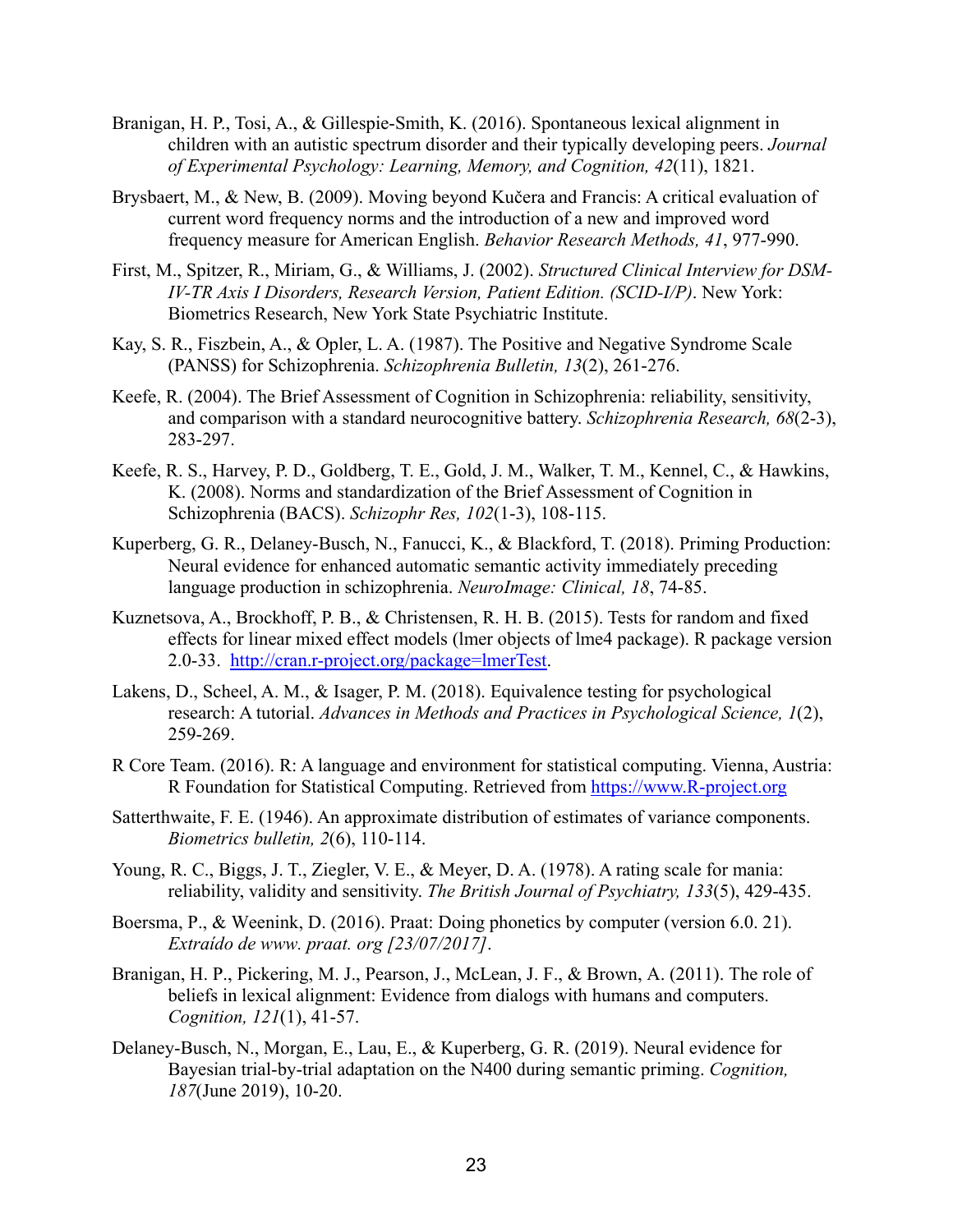Branigan, H. P., Tosi, A., & Gillespie-Smith, K. (2016). Spontaneous lexical alignment in children with an autistic spectrum disorder and their typically developing peers. *Journal of Experimental Psychology: Learning, Memory, and Cognition, 42*(11), 1821.

Brysbaert, M., & New, B. (2009). Moving beyond Kučera and Francis: A critical evaluation of current word frequency norms and the introduction of a new and improved word frequency measure for American English. *Behavior Research Methods, 41*, 977-990.

First, M., Spitzer, R., Miriam, G., & Williams, J. (2002). *Structured Clinical Interview for DSM-IV-TR Axis I Disorders, Research Version, Patient Edition. (SCID-I/P)*. New York: Biometrics Research, New York State Psychiatric Institute.

Kay, S. R., Fiszbein, A., & Opler, L. A. (1987). The Positive and Negative Syndrome Scale (PANSS) for Schizophrenia. *Schizophrenia Bulletin, 13*(2), 261-276.

Keefe, R. (2004). The Brief Assessment of Cognition in Schizophrenia: reliability, sensitivity, and comparison with a standard neurocognitive battery. *Schizophrenia Research, 68*(2-3), 283-297.

Keefe, R. S., Harvey, P. D., Goldberg, T. E., Gold, J. M., Walker, T. M., Kennel, C., & Hawkins, K. (2008). Norms and standardization of the Brief Assessment of Cognition in Schizophrenia (BACS). *Schizophr Res, 102*(1-3), 108-115.

Kuperberg, G. R., Delaney-Busch, N., Fanucci, K., & Blackford, T. (2018). Priming Production: Neural evidence for enhanced automatic semantic activity immediately preceding language production in schizophrenia. *NeuroImage: Clinical, 18*, 74-85.

Kuznetsova, A., Brockhoff, P. B., & Christensen, R. H. B. (2015). Tests for random and fixed effects for linear mixed effect models (lmer objects of lme4 package). R package version 2.0-33. http://cran.r-project.org/package=lmerTest.

Lakens, D., Scheel, A. M., & Isager, P. M. (2018). Equivalence testing for psychological research: A tutorial. *Advances in Methods and Practices in Psychological Science, 1*(2), 259-269.

R Core Team. (2016). R: A language and environment for statistical computing. Vienna, Austria: R Foundation for Statistical Computing. Retrieved from https://www.R-project.org

Satterthwaite, F. E. (1946). An approximate distribution of estimates of variance components. *Biometrics bulletin, 2*(6), 110-114.

Young, R. C., Biggs, J. T., Ziegler, V. E., & Meyer, D. A. (1978). A rating scale for mania: reliability, validity and sensitivity. *The British Journal of Psychiatry, 133*(5), 429-435.

Boersma, P., & Weenink, D. (2016). Praat: Doing phonetics by computer (version 6.0. 21). *Extraído de www. praat. org [23/07/2017]*.

Branigan, H. P., Pickering, M. J., Pearson, J., McLean, J. F., & Brown, A. (2011). The role of beliefs in lexical alignment: Evidence from dialogs with humans and computers. *Cognition, 121*(1), 41-57.

Delaney-Busch, N., Morgan, E., Lau, E., & Kuperberg, G. R. (2019). Neural evidence for Bayesian trial-by-trial adaptation on the N400 during semantic priming. *Cognition, 187*(June 2019), 10-20.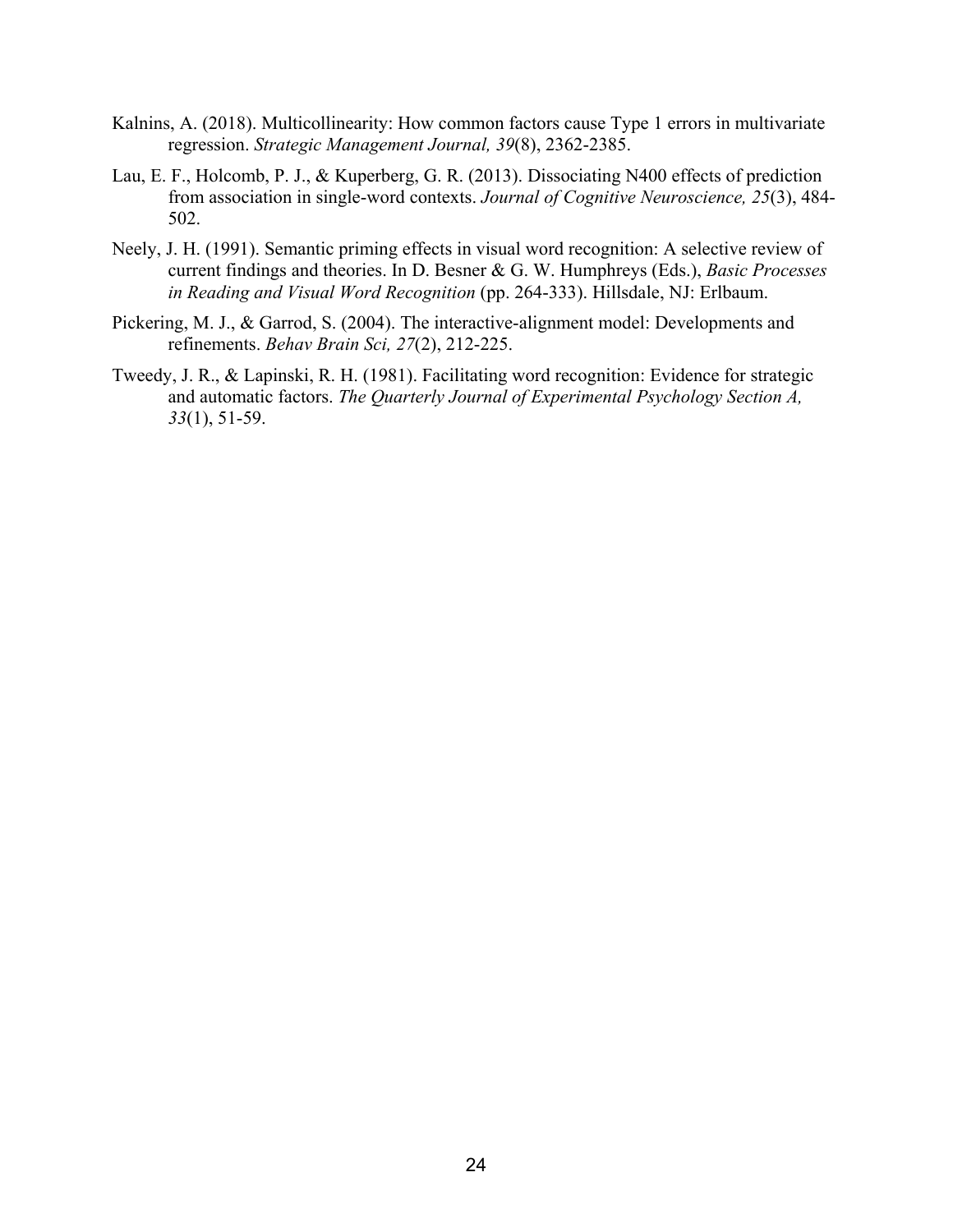Kalnins, A. (2018). Multicollinearity: How common factors cause Type 1 errors in multivariate regression. *Strategic Management Journal, 39*(8), 2362-2385.

Lau, E. F., Holcomb, P. J., & Kuperberg, G. R. (2013). Dissociating N400 effects of prediction from association in single-word contexts. *Journal of Cognitive Neuroscience, 25*(3), 484-502.

Neely, J. H. (1991). Semantic priming effects in visual word recognition: A selective review of current findings and theories. In D. Besner & G. W. Humphreys (Eds.), *Basic Processes in Reading and Visual Word Recognition* (pp. 264-333). Hillsdale, NJ: Erlbaum.

Pickering, M. J., & Garrod, S. (2004). The interactive-alignment model: Developments and refinements. *Behav Brain Sci, 27*(2), 212-225.

Tweedy, J. R., & Lapinski, R. H. (1981). Facilitating word recognition: Evidence for strategic and automatic factors. *The Quarterly Journal of Experimental Psychology Section A, 33*(1), 51-59.